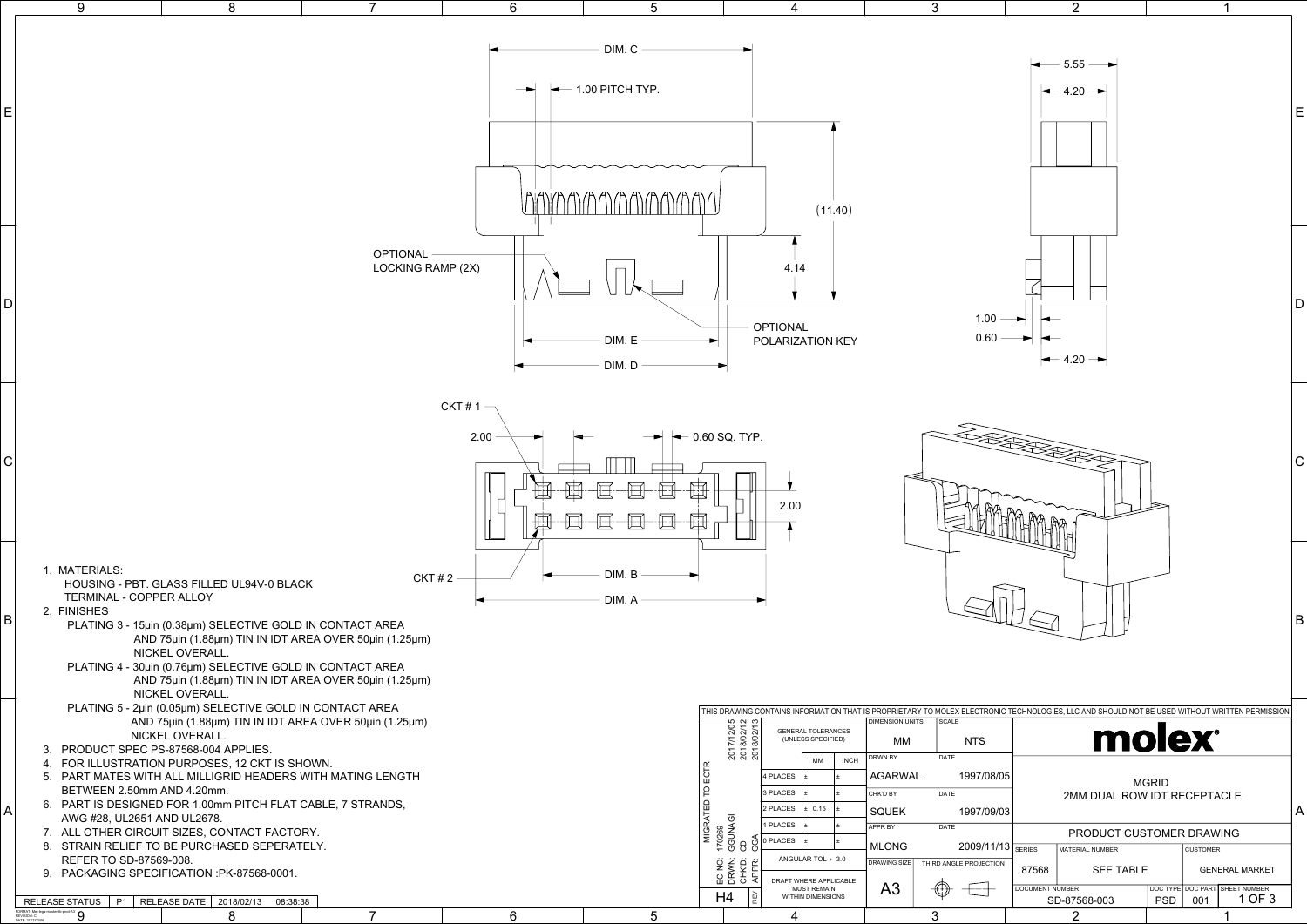1. MATERIALS:
   HOUSING - PBT. GLASS FILLED UL94V-0 BLACK
   TERMINAL - COPPER ALLOY
2. FINISHES
   PLATING 3 - 15µin (0.38µm) SELECTIVE GOLD IN CONTACT AREA AND 75µin (1.88µm) TIN IN IDT AREA OVER 50µin (1.25µm) NICKEL OVERALL.
   PLATING 4 - 30µin (0.76µm) SELECTIVE GOLD IN CONTACT AREA AND 75µin (1.88µm) TIN IN IDT AREA OVER 50µin (1.25µm) NICKEL OVERALL.
   PLATING 5 - 2µin (0.05µm) SELECTIVE GOLD IN CONTACT AREA AND 75µin (1.88µm) TIN IN IDT AREA OVER 50µin (1.25µm) NICKEL OVERALL.
3. PRODUCT SPEC PS-87568-004 APPLIES.
4. FOR ILLUSTRATION PURPOSES, 12 CKT IS SHOWN.
5. PART MATES WITH ALL MILLIGRID HEADERS WITH MATING LENGTH BETWEEN 2.50mm AND 4.20mm.
6. PART IS DESIGNED FOR 1.00mm PITCH FLAT CABLE, 7 STRANDS, AWG #28, UL2651 AND UL2678.
7. ALL OTHER CIRCUIT SIZES, CONTACT FACTORY.
8. STRAIN RELIEF TO BE PURCHASED SEPERATELY. REFER TO SD-87569-008.
9. PACKAGING SPECIFICATION :PK-87568-0001.

DIM. C | 1.00 PITCH TYP. | (11.40) | 4.14 | OPTIONAL LOCKING RAMP (2X) | OPTIONAL POLARIZATION KEY | DIM. E | DIM. D

5.55 | 4.20 | 1.00 | 0.60 | 4.20

CKT # 1 | 2.00 | 0.60 SQ. TYP. | 2.00 | CKT # 2 | DIM. B | DIM. A

THIS DRAWING CONTAINS INFORMATION THAT IS PROPRIETARY TO MOLEX ELECTRONIC TECHNOLOGIES, LLC AND SHOULD NOT BE USED WITHOUT WRITTEN PERMISSION

| GENERAL TOLERANCES (UNLESS SPECIFIED) | MM | INCH |
|---|---|---|
| 4 PLACES | ± | ± |
| 3 PLACES | ± | ± |
| 2 PLACES | ± 0.15 | ± |
| 1 PLACES | ± | ± |
| 0 PLACES | ± | ± |
| ANGULAR TOL ± 3.0 | | |
| DRAFT WHERE APPLICABLE MUST REMAIN WITHIN DIMENSIONS | | |

MIGRATED TO ECTR 2017/12/05
EC NO: 170269 2018/02/12
DRWN: GGUNAGI 2018/02/13
CHK'D: CD
APPR: GGA
REV: H4

| DIMENSION UNITS | SCALE |
|---|---|
| MM | NTS |
| DRWN BY: AGARWAL | DATE: 1997/08/05 |
| CHK'D BY: SQUEK | DATE: 1997/09/03 |
| APPR BY: MLONG | DATE: 2009/11/13 |
| DRAWING SIZE: A3 | THIRD ANGLE PROJECTION |

molex

MGRID
2MM DUAL ROW IDT RECEPTACLE

PRODUCT CUSTOMER DRAWING

| SERIES | MATERIAL NUMBER | CUSTOMER |
|---|---|---|
| 87568 | SEE TABLE | GENERAL MARKET |

| DOCUMENT NUMBER | DOC TYPE | DOC PART | SHEET NUMBER |
|---|---|---|---|
| SD-87568-003 | PSD | 001 | 1 OF 3 |

RELEASE STATUS: P1 | RELEASE DATE: 2018/02/13 08:38:38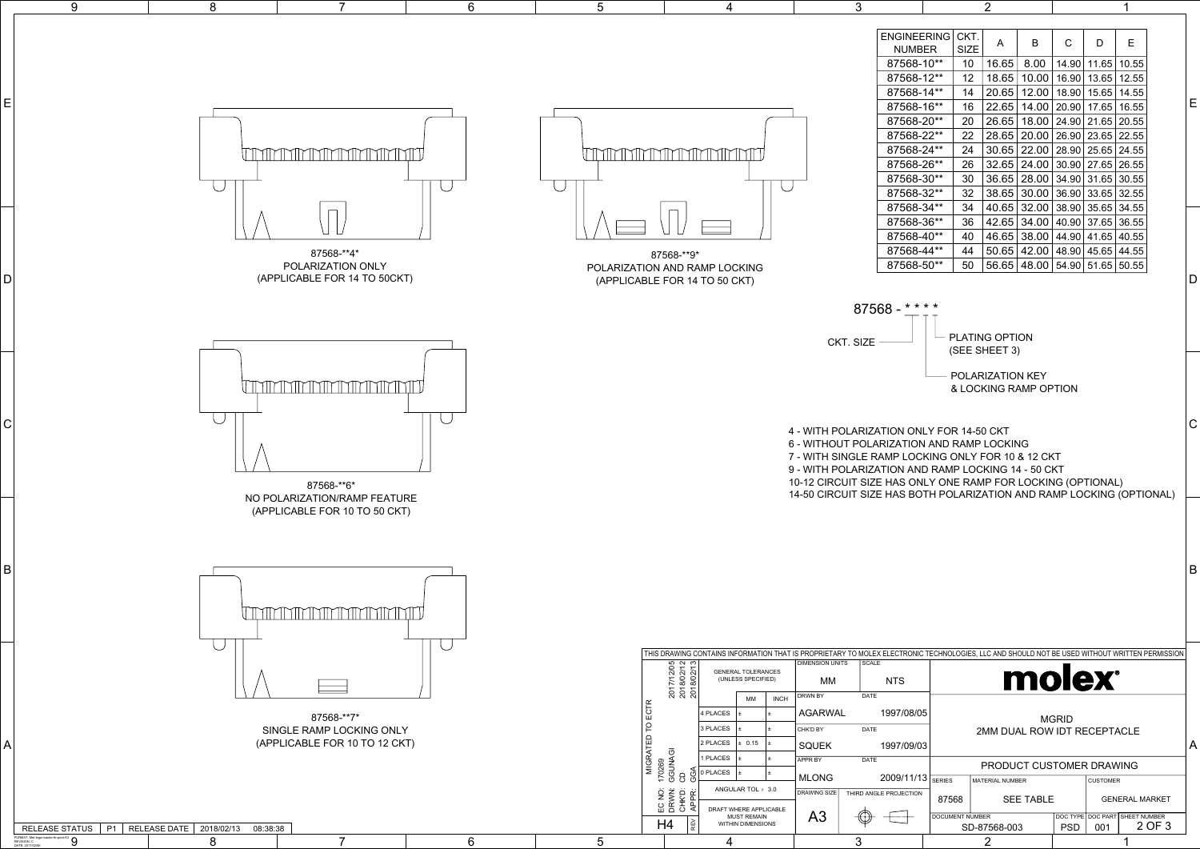| ENGINEERING NUMBER | CKT. SIZE | A | B | C | D | E |
|---|---|---|---|---|---|---|
| 87568-10** | 10 | 16.65 | 8.00 | 14.90 | 11.65 | 10.55 |
| 87568-12** | 12 | 18.65 | 10.00 | 16.90 | 13.65 | 12.55 |
| 87568-14** | 14 | 20.65 | 12.00 | 18.90 | 15.65 | 14.55 |
| 87568-16** | 16 | 22.65 | 14.00 | 20.90 | 17.65 | 16.55 |
| 87568-20** | 20 | 26.65 | 18.00 | 24.90 | 21.65 | 20.55 |
| 87568-22** | 22 | 28.65 | 20.00 | 26.90 | 23.65 | 22.55 |
| 87568-24** | 24 | 30.65 | 22.00 | 28.90 | 25.65 | 24.55 |
| 87568-26** | 26 | 32.65 | 24.00 | 30.90 | 27.65 | 26.55 |
| 87568-30** | 30 | 36.65 | 28.00 | 34.90 | 31.65 | 30.55 |
| 87568-32** | 32 | 38.65 | 30.00 | 36.90 | 33.65 | 32.55 |
| 87568-34** | 34 | 40.65 | 32.00 | 38.90 | 35.65 | 34.55 |
| 87568-36** | 36 | 42.65 | 34.00 | 40.90 | 37.65 | 36.55 |
| 87568-40** | 40 | 46.65 | 38.00 | 44.90 | 41.65 | 40.55 |
| 87568-44** | 44 | 50.65 | 42.00 | 48.90 | 45.65 | 44.55 |
| 87568-50** | 50 | 56.65 | 48.00 | 54.90 | 51.65 | 50.55 |

87568-**4*
POLARIZATION ONLY
(APPLICABLE FOR 14 TO 50CKT)

87568-**9*
POLARIZATION AND RAMP LOCKING
(APPLICABLE FOR 14 TO 50 CKT)

87568-**6*
NO POLARIZATION/RAMP FEATURE
(APPLICABLE FOR 10 TO 50 CKT)

87568-**7*
SINGLE RAMP LOCKING ONLY
(APPLICABLE FOR 10 TO 12 CKT)

87568 - * * * *

- CKT. SIZE
- PLATING OPTION (SEE SHEET 3)
- POLARIZATION KEY & LOCKING RAMP OPTION

4 - WITH POLARIZATION ONLY FOR 14-50 CKT
6 - WITHOUT POLARIZATION AND RAMP LOCKING
7 - WITH SINGLE RAMP LOCKING ONLY FOR 10 & 12 CKT
9 - WITH POLARIZATION AND RAMP LOCKING 14 - 50 CKT
10-12 CIRCUIT SIZE HAS ONLY ONE RAMP FOR LOCKING (OPTIONAL)
14-50 CIRCUIT SIZE HAS BOTH POLARIZATION AND RAMP LOCKING (OPTIONAL)

THIS DRAWING CONTAINS INFORMATION THAT IS PROPRIETARY TO MOLEX ELECTRONIC TECHNOLOGIES, LLC AND SHOULD NOT BE USED WITHOUT WRITTEN PERMISSION

| GENERAL TOLERANCES (UNLESS SPECIFIED) | MM | INCH |
|---|---|---|
| 4 PLACES | ± | ± |
| 3 PLACES | ± | ± |
| 2 PLACES | ± 0.15 | ± |
| 1 PLACES | ± | ± |
| 0 PLACES | ± | ± |

ANGULAR TOL ± 3.0
DRAFT WHERE APPLICABLE MUST REMAIN WITHIN DIMENSIONS

MIGRATED TO ECTR 2017/12/05
EC NO: 170269 2018/02/12
DRWN: GGUNAGI
CHK'D: CD 2018/02/13
APPR: GGA
REV: H4

DIMENSION UNITS: MM | SCALE: NTS
DRWN BY: AGARWAL | DATE: 1997/08/05
CHK'D BY: SQUEK | DATE: 1997/09/03
APPR BY: MLONG | DATE: 2009/11/13
DRAWING SIZE: A3 | THIRD ANGLE PROJECTION

molex

MGRID
2MM DUAL ROW IDT RECEPTACLE

PRODUCT CUSTOMER DRAWING

SERIES: 87568 | MATERIAL NUMBER: SEE TABLE | CUSTOMER: GENERAL MARKET
DOCUMENT NUMBER: SD-87568-003 | DOC TYPE: PSD | DOC PART: 001 | SHEET NUMBER: 2 OF 3

RELEASE STATUS: P1 | RELEASE DATE: 2018/02/13 08:38:38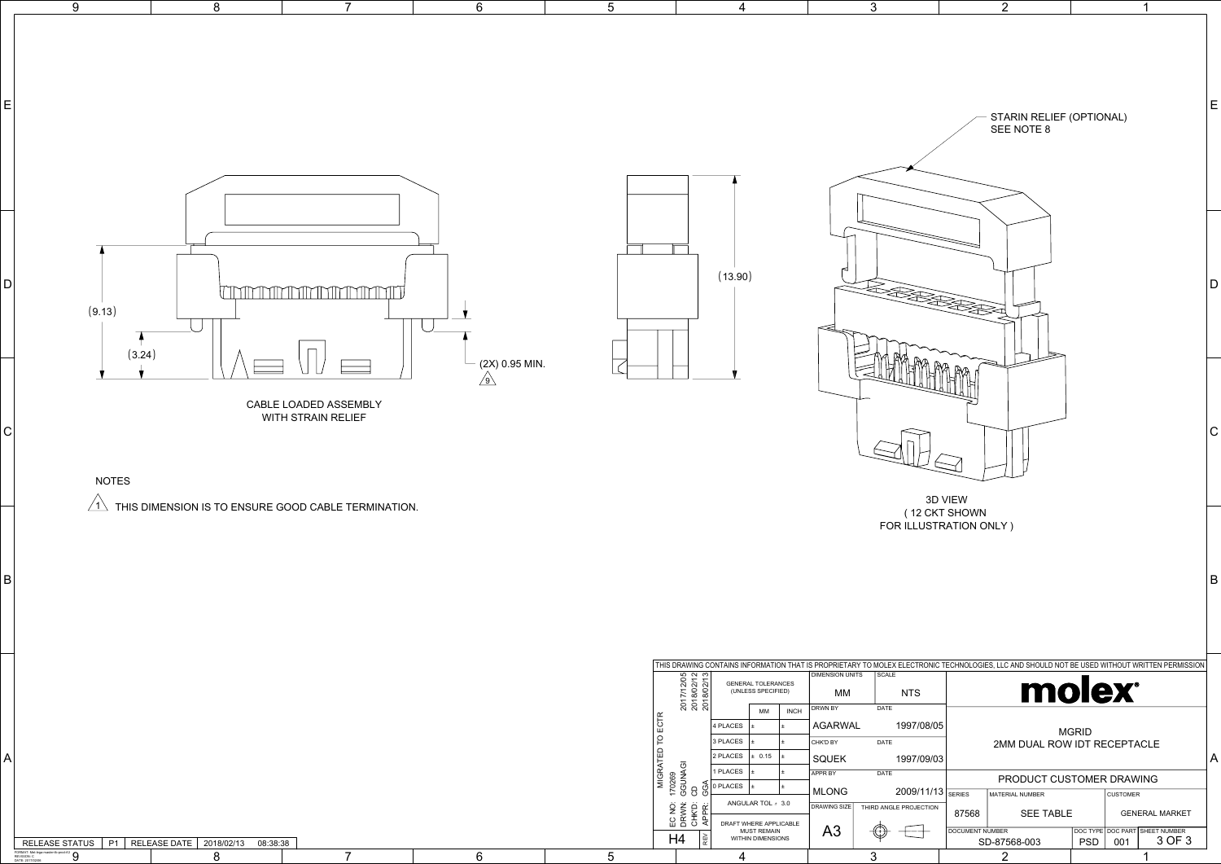STARIN RELIEF (OPTIONAL)
SEE NOTE 8

(9.13)

(3.24)

(2X) 0.95 MIN.
9

(13.90)

CABLE LOADED ASSEMBLY
WITH STRAIN RELIEF

3D VIEW
( 12 CKT SHOWN
FOR ILLUSTRATION ONLY )

NOTES

1 THIS DIMENSION IS TO ENSURE GOOD CABLE TERMINATION.

THIS DRAWING CONTAINS INFORMATION THAT IS PROPRIETARY TO MOLEX ELECTRONIC TECHNOLOGIES, LLC AND SHOULD NOT BE USED WITHOUT WRITTEN PERMISSION

| | | | | |
|---|---|---|---|---|
| MIGRATED TO ECTR | 2017/12/05 | | | |
| EC NO: 170269 | 2018/02/12 | | | |
| DRWN: GGUNAGI | 2018/02/13 | | | |
| CHK'D: CD | | | | |
| APPR: GGA | | | | |
| REV: H4 | | | | |

| GENERAL TOLERANCES (UNLESS SPECIFIED) | MM | INCH |
|---|---|---|
| 4 PLACES | ± | ± |
| 3 PLACES | ± | ± |
| 2 PLACES | ± 0.15 | ± |
| 1 PLACES | ± | ± |
| 0 PLACES | ± | ± |
| ANGULAR TOL ± 3.0 | | |
| DRAFT WHERE APPLICABLE MUST REMAIN WITHIN DIMENSIONS | | |

| | | | |
|---|---|---|---|
| DIMENSION UNITS | MM | SCALE | NTS |
| DRWN BY | AGARWAL | DATE | 1997/08/05 |
| CHK'D BY | SQUEK | DATE | 1997/09/03 |
| APPR BY | MLONG | DATE | 2009/11/13 |
| DRAWING SIZE | A3 | THIRD ANGLE PROJECTION | |

molex

MGRID
2MM DUAL ROW IDT RECEPTACLE

PRODUCT CUSTOMER DRAWING

| SERIES | MATERIAL NUMBER | CUSTOMER |
|---|---|---|
| 87568 | SEE TABLE | GENERAL MARKET |

| DOCUMENT NUMBER | DOC TYPE | DOC PART | SHEET NUMBER |
|---|---|---|---|
| SD-87568-003 | PSD | 001 | 3 OF 3 |

| RELEASE STATUS | P1 | RELEASE DATE | 2018/02/13 08:38:38 |
|---|---|---|---|